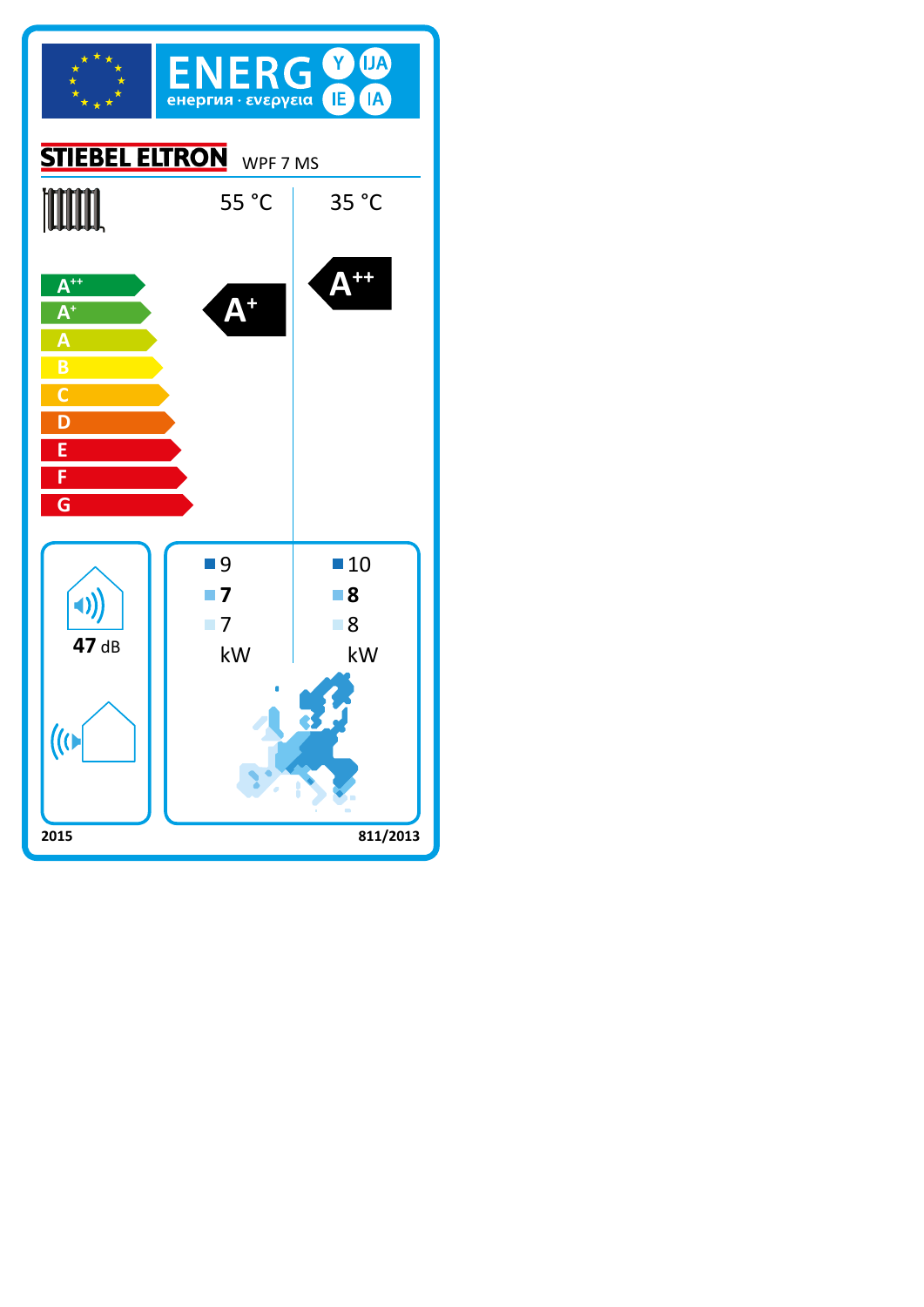# ENERG Y IJA IE IA

енергия · ενεργεια

**STIEBEL ELTRON** WPF 7 MS

| | 55 °C | 35 °C |
|---|---|---|
| Energy efficiency class | $A^{+}$ | $A^{++}$ |

Scale: $A^{++}$, $A^{+}$, A, B, C, D, E, F, G

| | 55 °C | 35 °C |
|---|---|---|
| Colder climate | 9 | 10 |
| Average climate | **7** | **8** |
| Warmer climate | 7 | 8 |
| | kW | kW |

**47** dB

2015

811/2013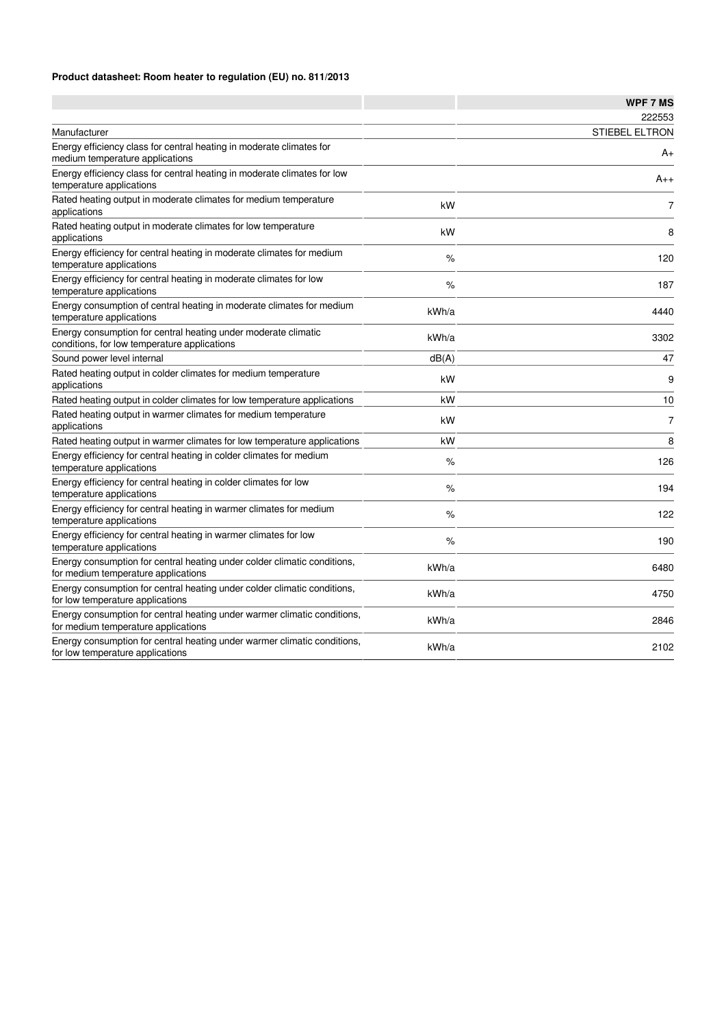**Product datasheet: Room heater to regulation (EU) no. 811/2013**

| | | WPF 7 MS |
|---|---|---|
| | | 222553 |
| Manufacturer | | STIEBEL ELTRON |
| Energy efficiency class for central heating in moderate climates for medium temperature applications | | A+ |
| Energy efficiency class for central heating in moderate climates for low temperature applications | | A++ |
| Rated heating output in moderate climates for medium temperature applications | kW | 7 |
| Rated heating output in moderate climates for low temperature applications | kW | 8 |
| Energy efficiency for central heating in moderate climates for medium temperature applications | % | 120 |
| Energy efficiency for central heating in moderate climates for low temperature applications | % | 187 |
| Energy consumption of central heating in moderate climates for medium temperature applications | kWh/a | 4440 |
| Energy consumption for central heating under moderate climatic conditions, for low temperature applications | kWh/a | 3302 |
| Sound power level internal | dB(A) | 47 |
| Rated heating output in colder climates for medium temperature applications | kW | 9 |
| Rated heating output in colder climates for low temperature applications | kW | 10 |
| Rated heating output in warmer climates for medium temperature applications | kW | 7 |
| Rated heating output in warmer climates for low temperature applications | kW | 8 |
| Energy efficiency for central heating in colder climates for medium temperature applications | % | 126 |
| Energy efficiency for central heating in colder climates for low temperature applications | % | 194 |
| Energy efficiency for central heating in warmer climates for medium temperature applications | % | 122 |
| Energy efficiency for central heating in warmer climates for low temperature applications | % | 190 |
| Energy consumption for central heating under colder climatic conditions, for medium temperature applications | kWh/a | 6480 |
| Energy consumption for central heating under colder climatic conditions, for low temperature applications | kWh/a | 4750 |
| Energy consumption for central heating under warmer climatic conditions, for medium temperature applications | kWh/a | 2846 |
| Energy consumption for central heating under warmer climatic conditions, for low temperature applications | kWh/a | 2102 |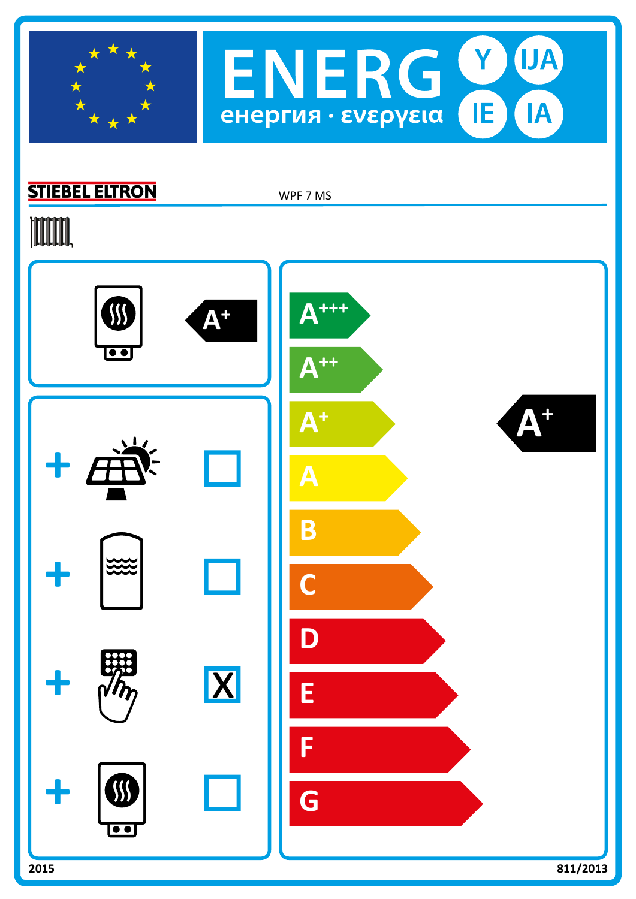# ENERG Y IJA IE IA

енергия · ενεργεια

STIEBEL ELTRON WPF 7 MS

A+

| | |
|---|---|
| + | ☐ |
| + | ☐ |
| + | X |
| + | ☐ |

A+++

A++

A+

A

B

C

D

E

F

G

**A+**

2015 811/2013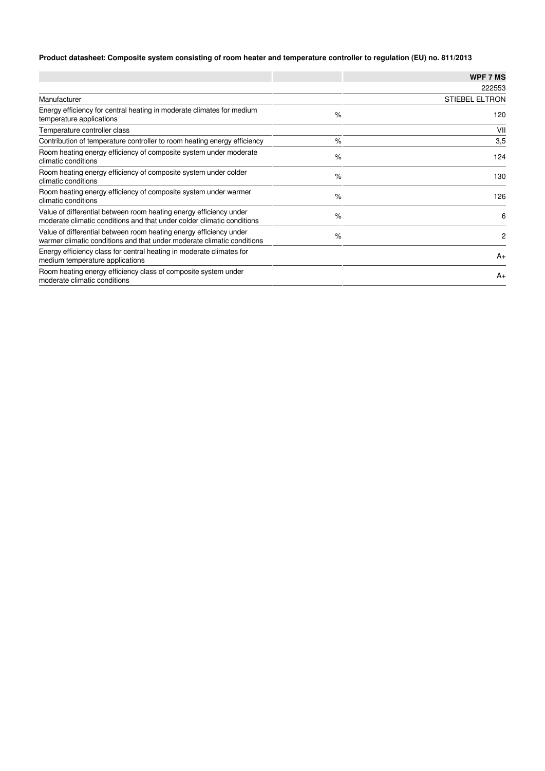**Product datasheet: Composite system consisting of room heater and temperature controller to regulation (EU) no. 811/2013**

| | | WPF 7 MS |
|---|---|---|
| | | 222553 |
| Manufacturer | | STIEBEL ELTRON |
| Energy efficiency for central heating in moderate climates for medium temperature applications | % | 120 |
| Temperature controller class | | VII |
| Contribution of temperature controller to room heating energy efficiency | % | 3,5 |
| Room heating energy efficiency of composite system under moderate climatic conditions | % | 124 |
| Room heating energy efficiency of composite system under colder climatic conditions | % | 130 |
| Room heating energy efficiency of composite system under warmer climatic conditions | % | 126 |
| Value of differential between room heating energy efficiency under moderate climatic conditions and that under colder climatic conditions | % | 6 |
| Value of differential between room heating energy efficiency under warmer climatic conditions and that under moderate climatic conditions | % | 2 |
| Energy efficiency class for central heating in moderate climates for medium temperature applications | | A+ |
| Room heating energy efficiency class of composite system under moderate climatic conditions | | A+ |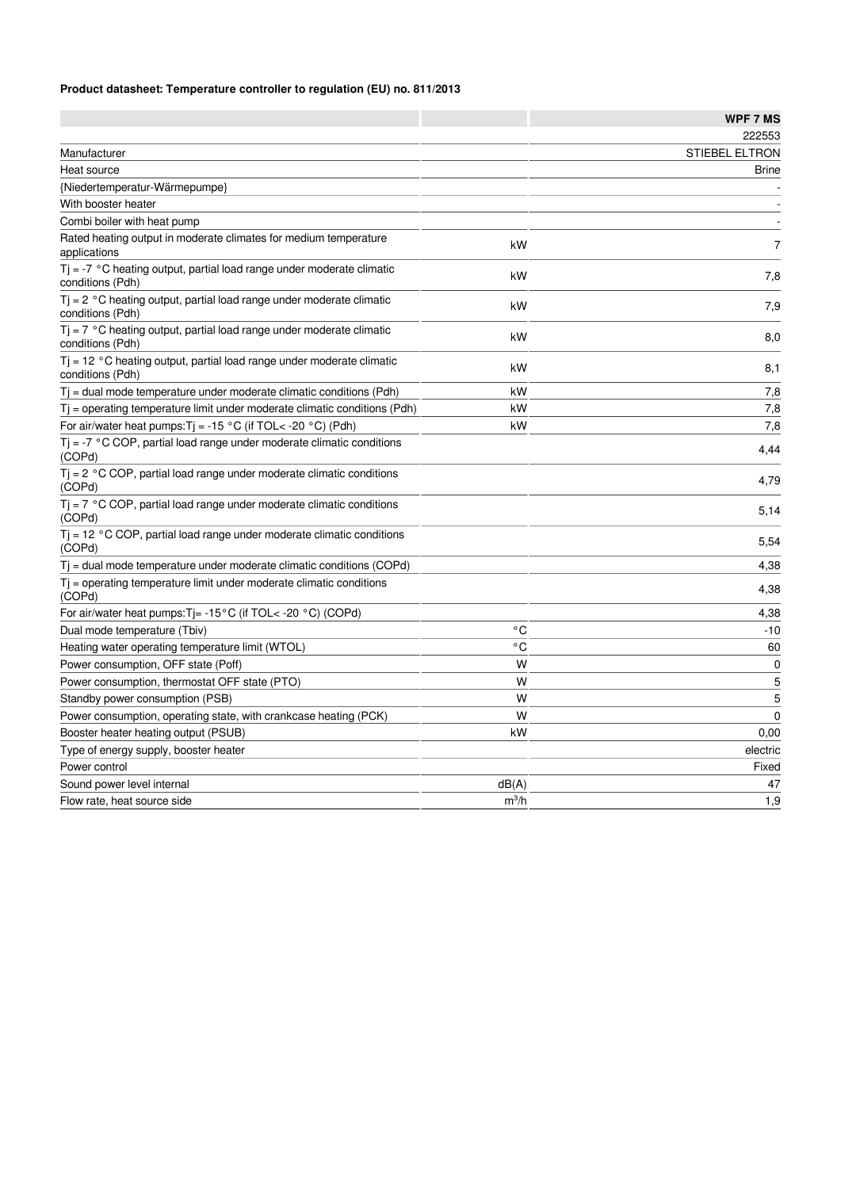**Product datasheet: Temperature controller to regulation (EU) no. 811/2013**

| | | WPF 7 MS |
|---|---|---|
| | | 222553 |
| Manufacturer | | STIEBEL ELTRON |
| Heat source | | Brine |
| {Niedertemperatur-Wärmepumpe} | | - |
| With booster heater | | - |
| Combi boiler with heat pump | | - |
| Rated heating output in moderate climates for medium temperature applications | kW | 7 |
| Tj = -7 °C heating output, partial load range under moderate climatic conditions (Pdh) | kW | 7,8 |
| Tj = 2 °C heating output, partial load range under moderate climatic conditions (Pdh) | kW | 7,9 |
| Tj = 7 °C heating output, partial load range under moderate climatic conditions (Pdh) | kW | 8,0 |
| Tj = 12 °C heating output, partial load range under moderate climatic conditions (Pdh) | kW | 8,1 |
| Tj = dual mode temperature under moderate climatic conditions (Pdh) | kW | 7,8 |
| Tj = operating temperature limit under moderate climatic conditions (Pdh) | kW | 7,8 |
| For air/water heat pumps:Tj = -15 °C (if TOL< -20 °C) (Pdh) | kW | 7,8 |
| Tj = -7 °C COP, partial load range under moderate climatic conditions (COPd) | | 4,44 |
| Tj = 2 °C COP, partial load range under moderate climatic conditions (COPd) | | 4,79 |
| Tj = 7 °C COP, partial load range under moderate climatic conditions (COPd) | | 5,14 |
| Tj = 12 °C COP, partial load range under moderate climatic conditions (COPd) | | 5,54 |
| Tj = dual mode temperature under moderate climatic conditions (COPd) | | 4,38 |
| Tj = operating temperature limit under moderate climatic conditions (COPd) | | 4,38 |
| For air/water heat pumps:Tj= -15°C (if TOL< -20 °C) (COPd) | | 4,38 |
| Dual mode temperature (Tbiv) | °C | -10 |
| Heating water operating temperature limit (WTOL) | °C | 60 |
| Power consumption, OFF state (Poff) | W | 0 |
| Power consumption, thermostat OFF state (PTO) | W | 5 |
| Standby power consumption (PSB) | W | 5 |
| Power consumption, operating state, with crankcase heating (PCK) | W | 0 |
| Booster heater heating output (PSUB) | kW | 0,00 |
| Type of energy supply, booster heater | | electric |
| Power control | | Fixed |
| Sound power level internal | dB(A) | 47 |
| Flow rate, heat source side | $m^3/h$ | 1,9 |